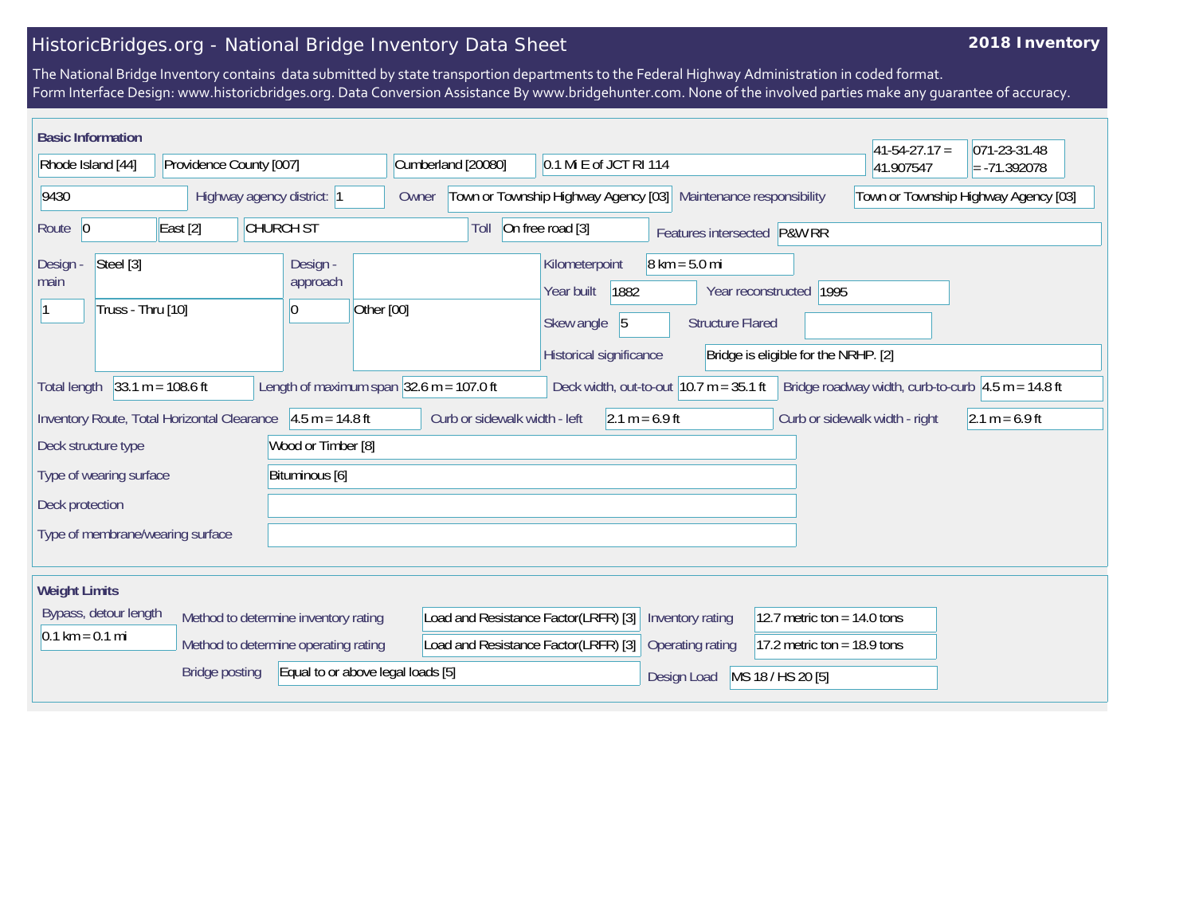# HistoricBridges.org - National Bridge Inventory Data Sheet

**2018 Inventory**

The National Bridge Inventory contains data submitted by state transportion departments to the Federal Highway Administration in coded format.
Form Interface Design: www.historicbridges.org. Data Conversion Assistance By www.bridgehunter.com. None of the involved parties make any guarantee of accuracy.

## Basic Information

| | |
|---|---|
| State | Rhode Island [44] |
| County | Providence County [007] |
| Place | Cumberland [20080] |
| Location | 0.1 Mi E of JCT RI 114 |
| Latitude | 41-54-27.17 = 41.907547 |
| Longitude | 071-23-31.48 = -71.392078 |
| Structure Number | 9430 |
| Highway agency district | 1 |
| Owner | Town or Township Highway Agency [03] |
| Maintenance responsibility | Town or Township Highway Agency [03] |
| Route | 0 |
| Direction | East [2] |
| Facility | CHURCH ST |
| Toll | On free road [3] |
| Features intersected | P&W RR |
| Design - main | Steel [3] |
| Design - main (spans) | 1 |
| Design - main (type) | Truss - Thru [10] |
| Design - approach | |
| Design - approach (spans) | 0 |
| Design - approach (type) | Other [00] |
| Kilometerpoint | 8 km = 5.0 mi |
| Year built | 1882 |
| Year reconstructed | 1995 |
| Skew angle | 5 |
| Structure Flared | |
| Historical significance | Bridge is eligible for the NRHP. [2] |
| Total length | 33.1 m = 108.6 ft |
| Length of maximum span | 32.6 m = 107.0 ft |
| Deck width, out-to-out | 10.7 m = 35.1 ft |
| Bridge roadway width, curb-to-curb | 4.5 m = 14.8 ft |
| Inventory Route, Total Horizontal Clearance | 4.5 m = 14.8 ft |
| Curb or sidewalk width - left | 2.1 m = 6.9 ft |
| Curb or sidewalk width - right | 2.1 m = 6.9 ft |
| Deck structure type | Wood or Timber [8] |
| Type of wearing surface | Bituminous [6] |
| Deck protection | |
| Type of membrane/wearing surface | |

## Weight Limits

| | |
|---|---|
| Bypass, detour length | 0.1 km = 0.1 mi |
| Method to determine inventory rating | Load and Resistance Factor(LRFR) [3] |
| Inventory rating | 12.7 metric ton = 14.0 tons |
| Method to determine operating rating | Load and Resistance Factor(LRFR) [3] |
| Operating rating | 17.2 metric ton = 18.9 tons |
| Bridge posting | Equal to or above legal loads [5] |
| Design Load | MS 18 / HS 20 [5] |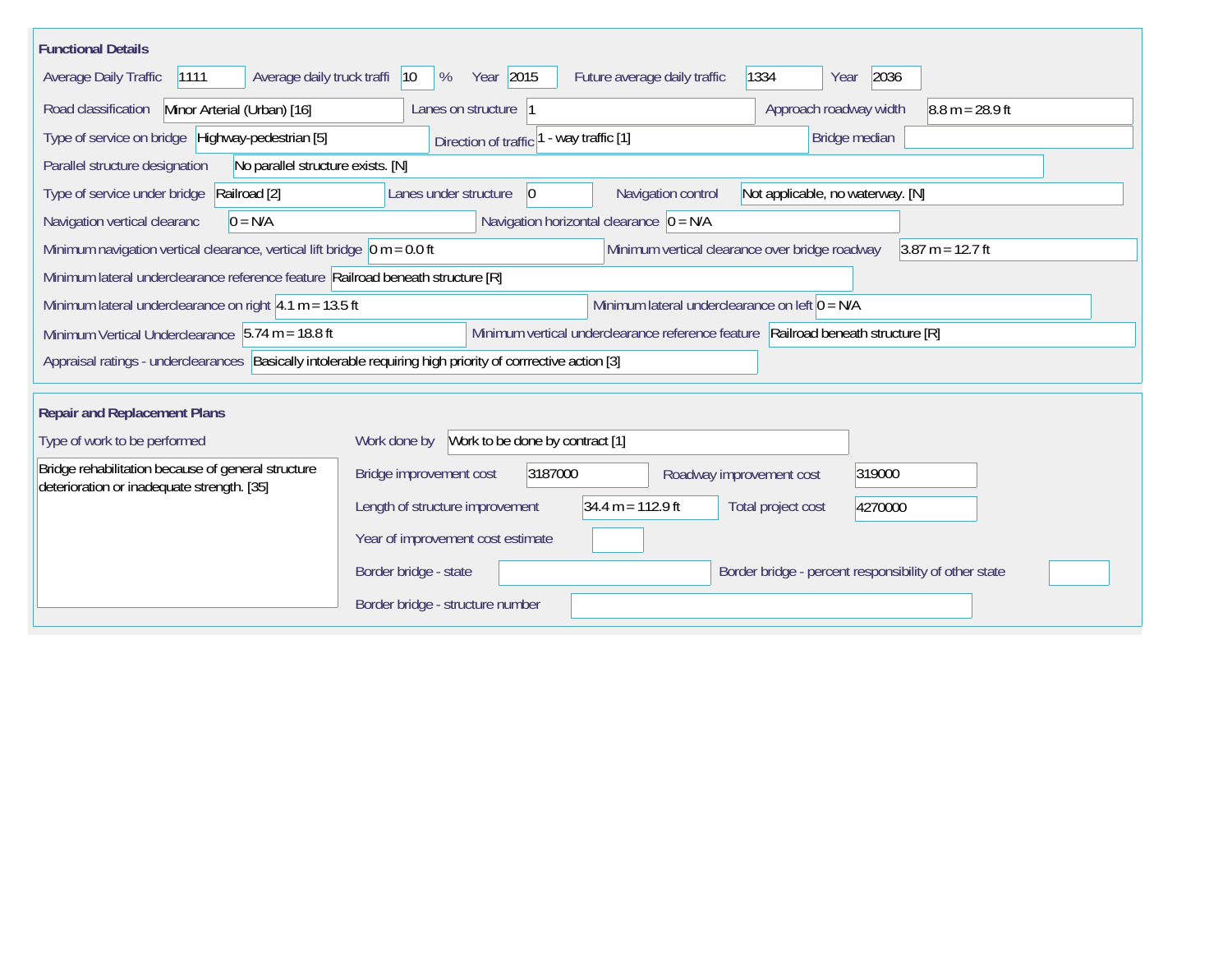## Functional Details

Average Daily Traffic: 1111

Average daily truck traffi: 10 %

Year: 2015

Future average daily traffic: 1334

Year: 2036

Road classification: Minor Arterial (Urban) [16]

Lanes on structure: 1

Approach roadway width: 8.8 m = 28.9 ft

Type of service on bridge: Highway-pedestrian [5]

Direction of traffic: 1 - way traffic [1]

Bridge median:

Parallel structure designation: No parallel structure exists. [N]

Type of service under bridge: Railroad [2]

Lanes under structure: 0

Navigation control: Not applicable, no waterway. [N]

Navigation vertical clearanc: 0 = N/A

Navigation horizontal clearance: 0 = N/A

Minimum navigation vertical clearance, vertical lift bridge: 0 m = 0.0 ft

Minimum vertical clearance over bridge roadway: 3.87 m = 12.7 ft

Minimum lateral underclearance reference feature: Railroad beneath structure [R]

Minimum lateral underclearance on right: 4.1 m = 13.5 ft

Minimum lateral underclearance on left: 0 = N/A

Minimum Vertical Underclearance: 5.74 m = 18.8 ft

Minimum vertical underclearance reference feature: Railroad beneath structure [R]

Appraisal ratings - underclearances: Basically intolerable requiring high priority of corrrective action [3]

## Repair and Replacement Plans

Type of work to be performed: Bridge rehabilitation because of general structure deterioration or inadequate strength. [35]

Work done by: Work to be done by contract [1]

Bridge improvement cost: 3187000

Roadway improvement cost: 319000

Length of structure improvement: 34.4 m = 112.9 ft

Total project cost: 4270000

Year of improvement cost estimate:

Border bridge - state:

Border bridge - percent responsibility of other state:

Border bridge - structure number: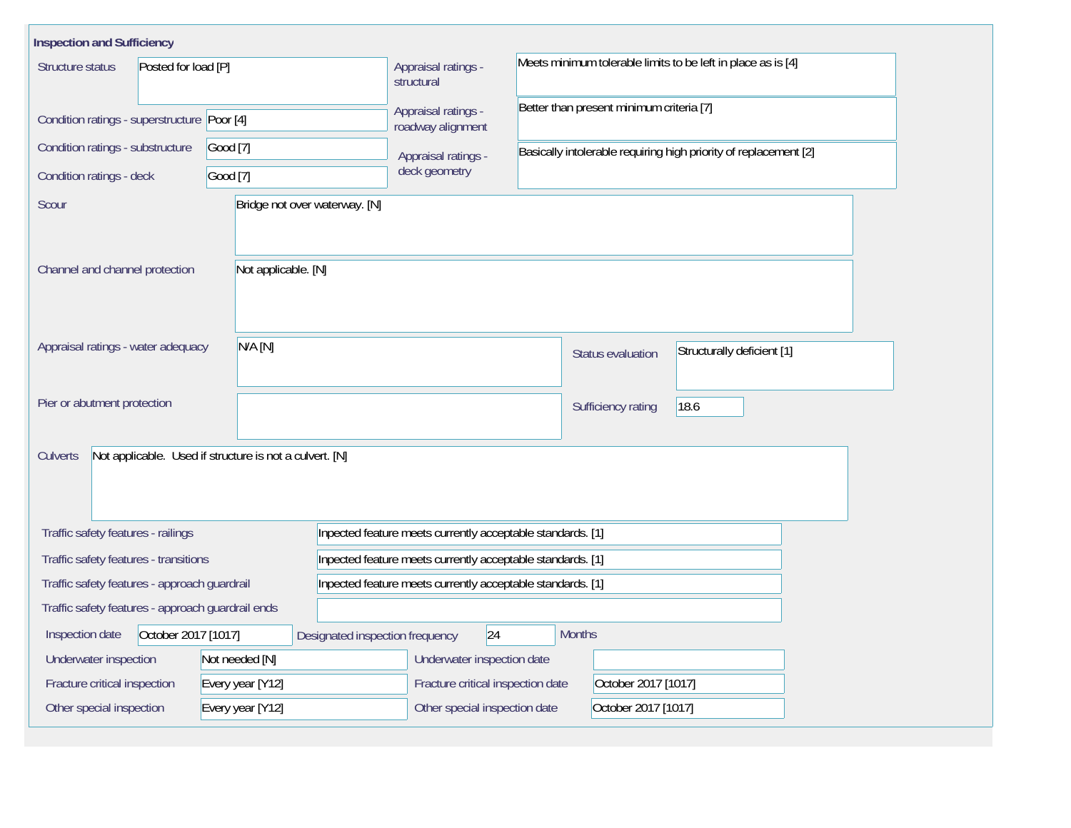## Inspection and Sufficiency

| | |
|---|---|
| Structure status | Posted for load [P] |
| Condition ratings - superstructure | Poor [4] |
| Condition ratings - substructure | Good [7] |
| Condition ratings - deck | Good [7] |
| Appraisal ratings - structural | Meets minimum tolerable limits to be left in place as is [4] |
| Appraisal ratings - roadway alignment | Better than present minimum criteria [7] |
| Appraisal ratings - deck geometry | Basically intolerable requiring high priority of replacement [2] |
| Scour | Bridge not over waterway. [N] |
| Channel and channel protection | Not applicable. [N] |
| Appraisal ratings - water adequacy | N/A [N] |
| Status evaluation | Structurally deficient [1] |
| Pier or abutment protection | |
| Sufficiency rating | 18.6 |
| Culverts | Not applicable. Used if structure is not a culvert. [N] |
| Traffic safety features - railings | Inpected feature meets currently acceptable standards. [1] |
| Traffic safety features - transitions | Inpected feature meets currently acceptable standards. [1] |
| Traffic safety features - approach guardrail | Inpected feature meets currently acceptable standards. [1] |
| Traffic safety features - approach guardrail ends | |
| Inspection date | October 2017 [1017] |
| Designated inspection frequency | 24 Months |
| Underwater inspection | Not needed [N] |
| Underwater inspection date | |
| Fracture critical inspection | Every year [Y12] |
| Fracture critical inspection date | October 2017 [1017] |
| Other special inspection | Every year [Y12] |
| Other special inspection date | October 2017 [1017] |